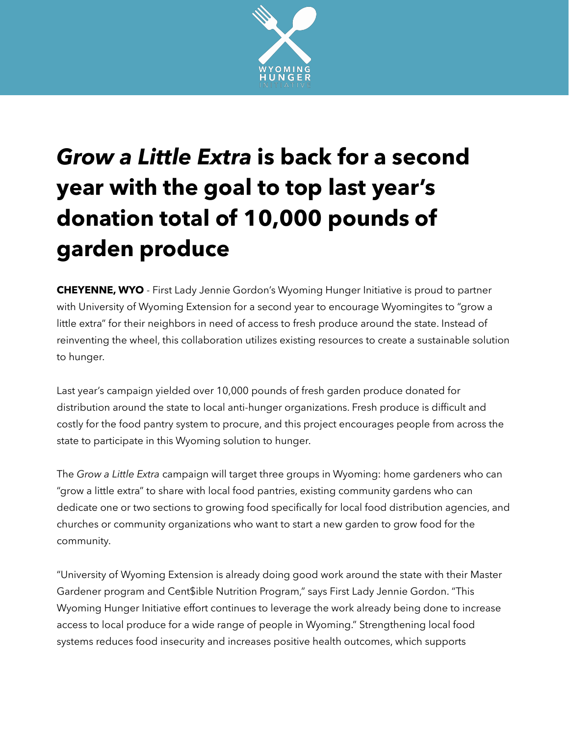# *Grow a Little Extra* is back for a second year with the goal to top last year's donation total of 10,000 pounds of garden produce

**CHEYENNE, WYO** - First Lady Jennie Gordon's Wyoming Hunger Initiative is proud to partner with University of Wyoming Extension for a second year to encourage Wyomingites to "grow a little extra" for their neighbors in need of access to fresh produce around the state. Instead of reinventing the wheel, this collaboration utilizes existing resources to create a sustainable solution to hunger.

Last year's campaign yielded over 10,000 pounds of fresh garden produce donated for distribution around the state to local anti-hunger organizations. Fresh produce is difficult and costly for the food pantry system to procure, and this project encourages people from across the state to participate in this Wyoming solution to hunger.

The *Grow a Little Extra* campaign will target three groups in Wyoming: home gardeners who can "grow a little extra" to share with local food pantries, existing community gardens who can dedicate one or two sections to growing food specifically for local food distribution agencies, and churches or community organizations who want to start a new garden to grow food for the community.

"University of Wyoming Extension is already doing good work around the state with their Master Gardener program and Cent$ible Nutrition Program," says First Lady Jennie Gordon. "This Wyoming Hunger Initiative effort continues to leverage the work already being done to increase access to local produce for a wide range of people in Wyoming." Strengthening local food systems reduces food insecurity and increases positive health outcomes, which supports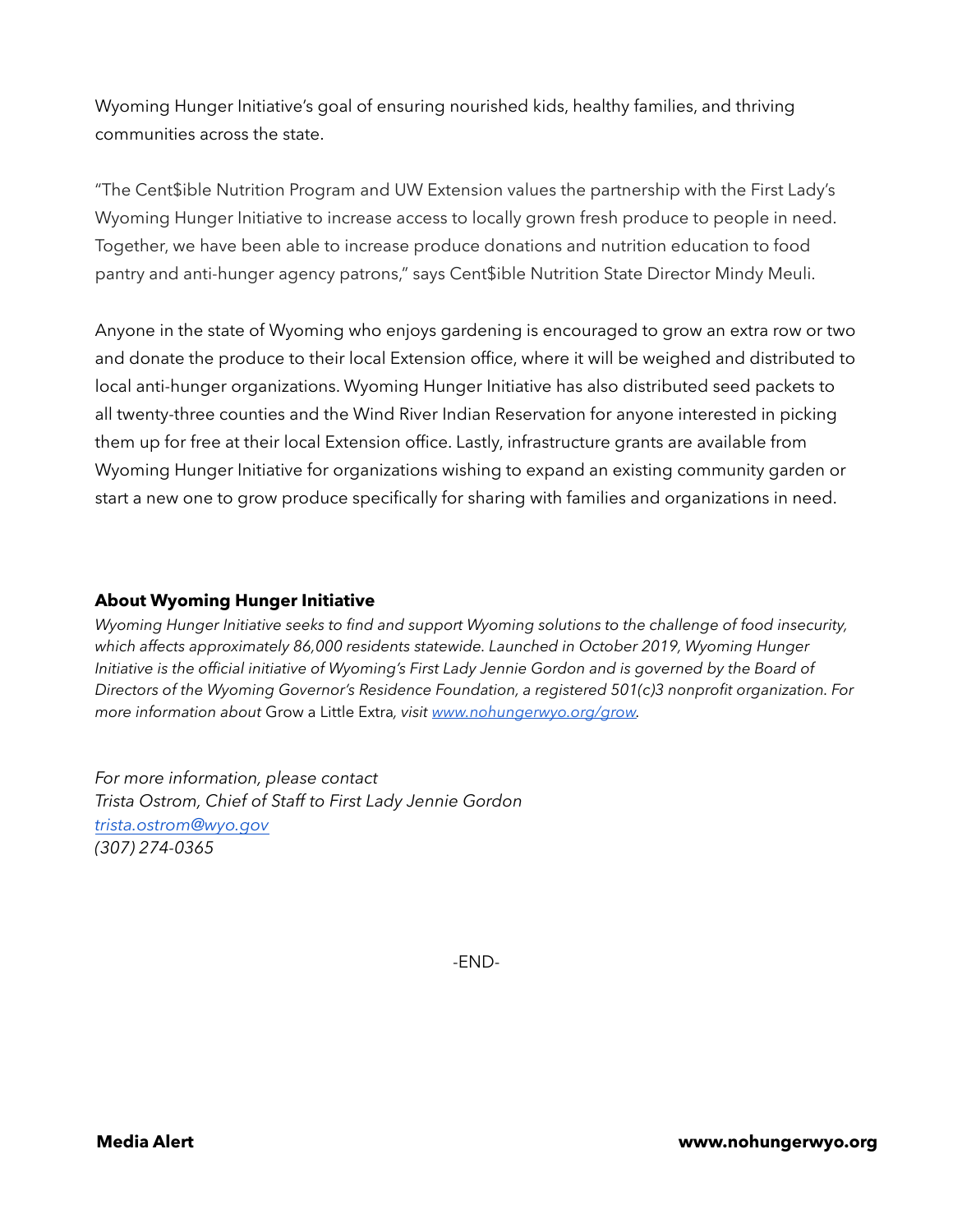Wyoming Hunger Initiative's goal of ensuring nourished kids, healthy families, and thriving communities across the state.

"The Cent$ible Nutrition Program and UW Extension values the partnership with the First Lady's Wyoming Hunger Initiative to increase access to locally grown fresh produce to people in need. Together, we have been able to increase produce donations and nutrition education to food pantry and anti-hunger agency patrons," says Cent$ible Nutrition State Director Mindy Meuli.

Anyone in the state of Wyoming who enjoys gardening is encouraged to grow an extra row or two and donate the produce to their local Extension office, where it will be weighed and distributed to local anti-hunger organizations. Wyoming Hunger Initiative has also distributed seed packets to all twenty-three counties and the Wind River Indian Reservation for anyone interested in picking them up for free at their local Extension office. Lastly, infrastructure grants are available from Wyoming Hunger Initiative for organizations wishing to expand an existing community garden or start a new one to grow produce specifically for sharing with families and organizations in need.

**About Wyoming Hunger Initiative**

*Wyoming Hunger Initiative seeks to find and support Wyoming solutions to the challenge of food insecurity, which affects approximately 86,000 residents statewide. Launched in October 2019, Wyoming Hunger Initiative is the official initiative of Wyoming's First Lady Jennie Gordon and is governed by the Board of Directors of the Wyoming Governor's Residence Foundation, a registered 501(c)3 nonprofit organization. For more information about* Grow a Little Extra*, visit [www.nohungerwyo.org/grow](www.nohungerwyo.org/grow).*

*For more information, please contact*
*Trista Ostrom, Chief of Staff to First Lady Jennie Gordon*
*[trista.ostrom@wyo.gov](mailto:trista.ostrom@wyo.gov)*
*(307) 274-0365*

-END-